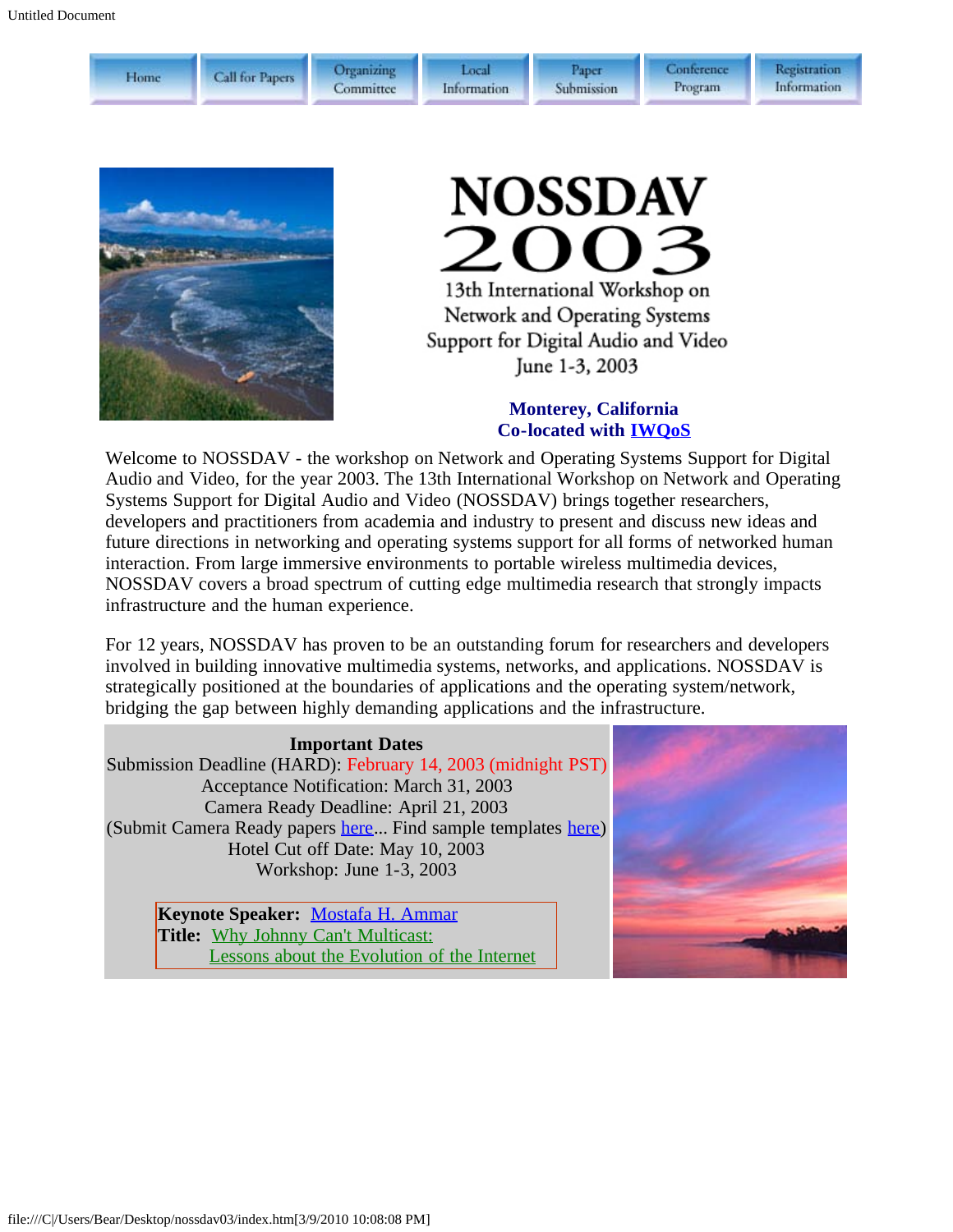Home | Call for Papers | Organizing Committee | Local Information | Paper Submission | Conference Program | Registration Information

# NOSSDAV 2003

13th International Workshop on Network and Operating Systems Support for Digital Audio and Video

June 1-3, 2003

**Monterey, California**
**Co-located with IWQoS**

Welcome to NOSSDAV - the workshop on Network and Operating Systems Support for Digital Audio and Video, for the year 2003. The 13th International Workshop on Network and Operating Systems Support for Digital Audio and Video (NOSSDAV) brings together researchers, developers and practitioners from academia and industry to present and discuss new ideas and future directions in networking and operating systems support for all forms of networked human interaction. From large immersive environments to portable wireless multimedia devices, NOSSDAV covers a broad spectrum of cutting edge multimedia research that strongly impacts infrastructure and the human experience.

For 12 years, NOSSDAV has proven to be an outstanding forum for researchers and developers involved in building innovative multimedia systems, networks, and applications. NOSSDAV is strategically positioned at the boundaries of applications and the operating system/network, bridging the gap between highly demanding applications and the infrastructure.

**Important Dates**

Submission Deadline (HARD): February 14, 2003 (midnight PST)
Acceptance Notification: March 31, 2003
Camera Ready Deadline: April 21, 2003
(Submit Camera Ready papers here... Find sample templates here)
Hotel Cut off Date: May 10, 2003
Workshop: June 1-3, 2003

**Keynote Speaker:** Mostafa H. Ammar
**Title:** Why Johnny Can't Multicast: Lessons about the Evolution of the Internet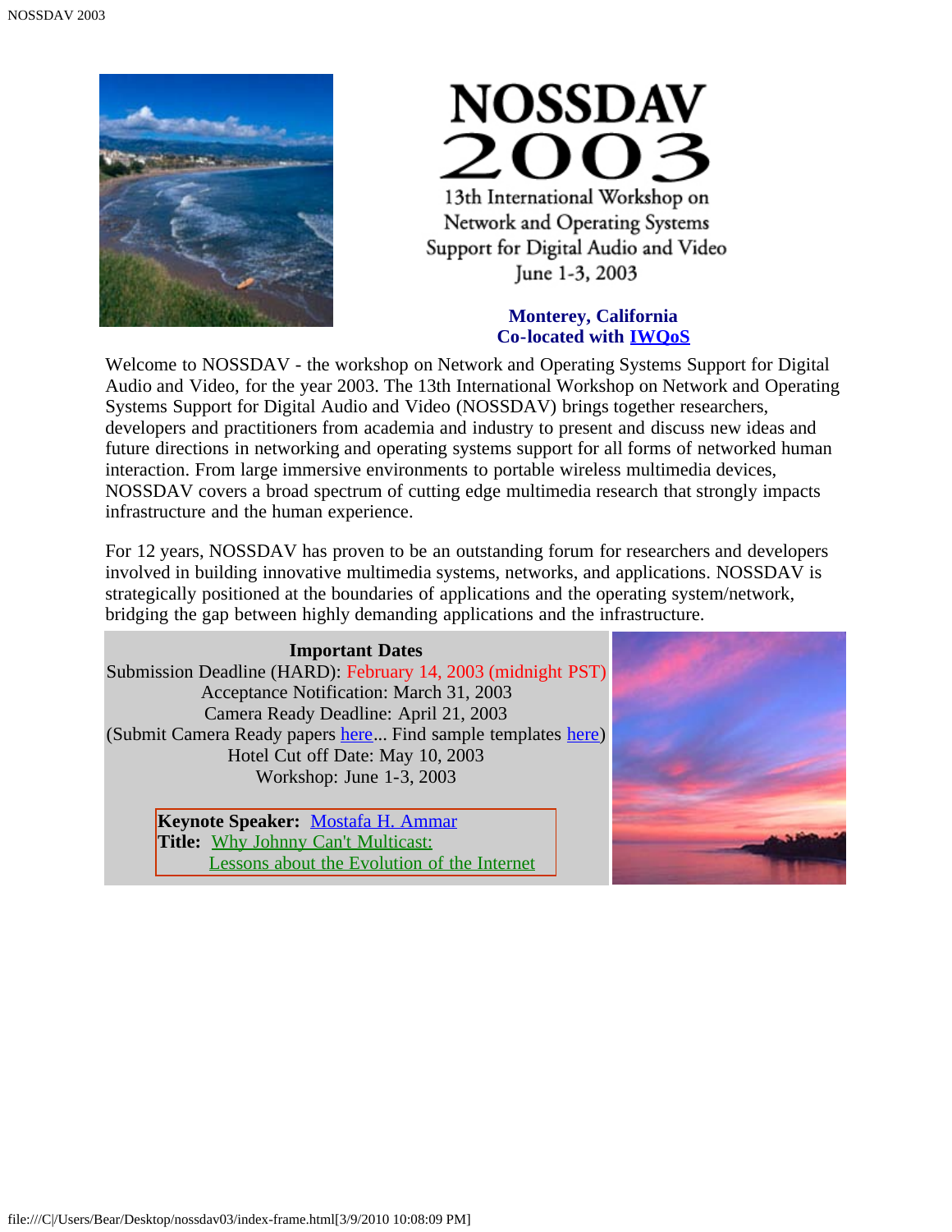# NOSSDAV 2003

13th International Workshop on Network and Operating Systems Support for Digital Audio and Video

June 1-3, 2003

**Monterey, California**
**Co-located with IWQoS**

Welcome to NOSSDAV - the workshop on Network and Operating Systems Support for Digital Audio and Video, for the year 2003. The 13th International Workshop on Network and Operating Systems Support for Digital Audio and Video (NOSSDAV) brings together researchers, developers and practitioners from academia and industry to present and discuss new ideas and future directions in networking and operating systems support for all forms of networked human interaction. From large immersive environments to portable wireless multimedia devices, NOSSDAV covers a broad spectrum of cutting edge multimedia research that strongly impacts infrastructure and the human experience.

For 12 years, NOSSDAV has proven to be an outstanding forum for researchers and developers involved in building innovative multimedia systems, networks, and applications. NOSSDAV is strategically positioned at the boundaries of applications and the operating system/network, bridging the gap between highly demanding applications and the infrastructure.

**Important Dates**

Submission Deadline (HARD): February 14, 2003 (midnight PST)
Acceptance Notification: March 31, 2003
Camera Ready Deadline: April 21, 2003
(Submit Camera Ready papers here... Find sample templates here)
Hotel Cut off Date: May 10, 2003
Workshop: June 1-3, 2003

**Keynote Speaker:** Mostafa H. Ammar
**Title:** Why Johnny Can't Multicast: Lessons about the Evolution of the Internet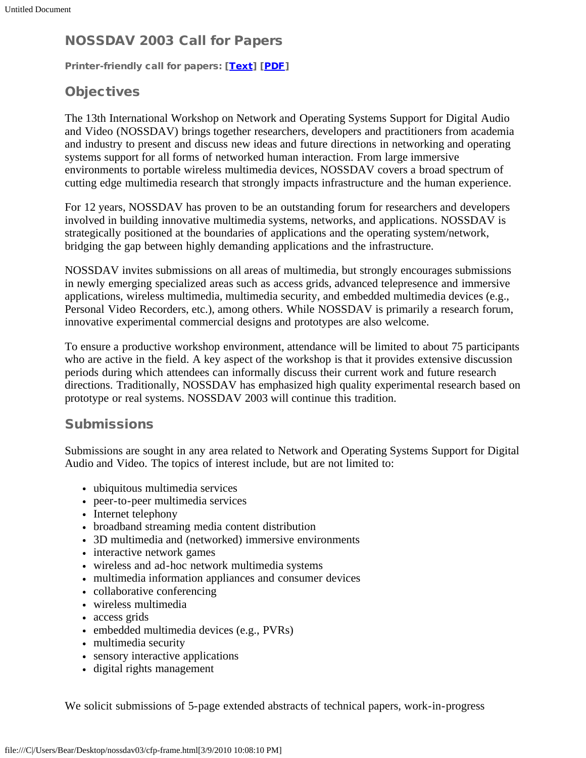## NOSSDAV 2003 Call for Papers

**Printer-friendly call for papers: [Text] [PDF]**

## Objectives

The 13th International Workshop on Network and Operating Systems Support for Digital Audio and Video (NOSSDAV) brings together researchers, developers and practitioners from academia and industry to present and discuss new ideas and future directions in networking and operating systems support for all forms of networked human interaction. From large immersive environments to portable wireless multimedia devices, NOSSDAV covers a broad spectrum of cutting edge multimedia research that strongly impacts infrastructure and the human experience.

For 12 years, NOSSDAV has proven to be an outstanding forum for researchers and developers involved in building innovative multimedia systems, networks, and applications. NOSSDAV is strategically positioned at the boundaries of applications and the operating system/network, bridging the gap between highly demanding applications and the infrastructure.

NOSSDAV invites submissions on all areas of multimedia, but strongly encourages submissions in newly emerging specialized areas such as access grids, advanced telepresence and immersive applications, wireless multimedia, multimedia security, and embedded multimedia devices (e.g., Personal Video Recorders, etc.), among others. While NOSSDAV is primarily a research forum, innovative experimental commercial designs and prototypes are also welcome.

To ensure a productive workshop environment, attendance will be limited to about 75 participants who are active in the field. A key aspect of the workshop is that it provides extensive discussion periods during which attendees can informally discuss their current work and future research directions. Traditionally, NOSSDAV has emphasized high quality experimental research based on prototype or real systems. NOSSDAV 2003 will continue this tradition.

## Submissions

Submissions are sought in any area related to Network and Operating Systems Support for Digital Audio and Video. The topics of interest include, but are not limited to:

- ubiquitous multimedia services
- peer-to-peer multimedia services
- Internet telephony
- broadband streaming media content distribution
- 3D multimedia and (networked) immersive environments
- interactive network games
- wireless and ad-hoc network multimedia systems
- multimedia information appliances and consumer devices
- collaborative conferencing
- wireless multimedia
- access grids
- embedded multimedia devices (e.g., PVRs)
- multimedia security
- sensory interactive applications
- digital rights management

We solicit submissions of 5-page extended abstracts of technical papers, work-in-progress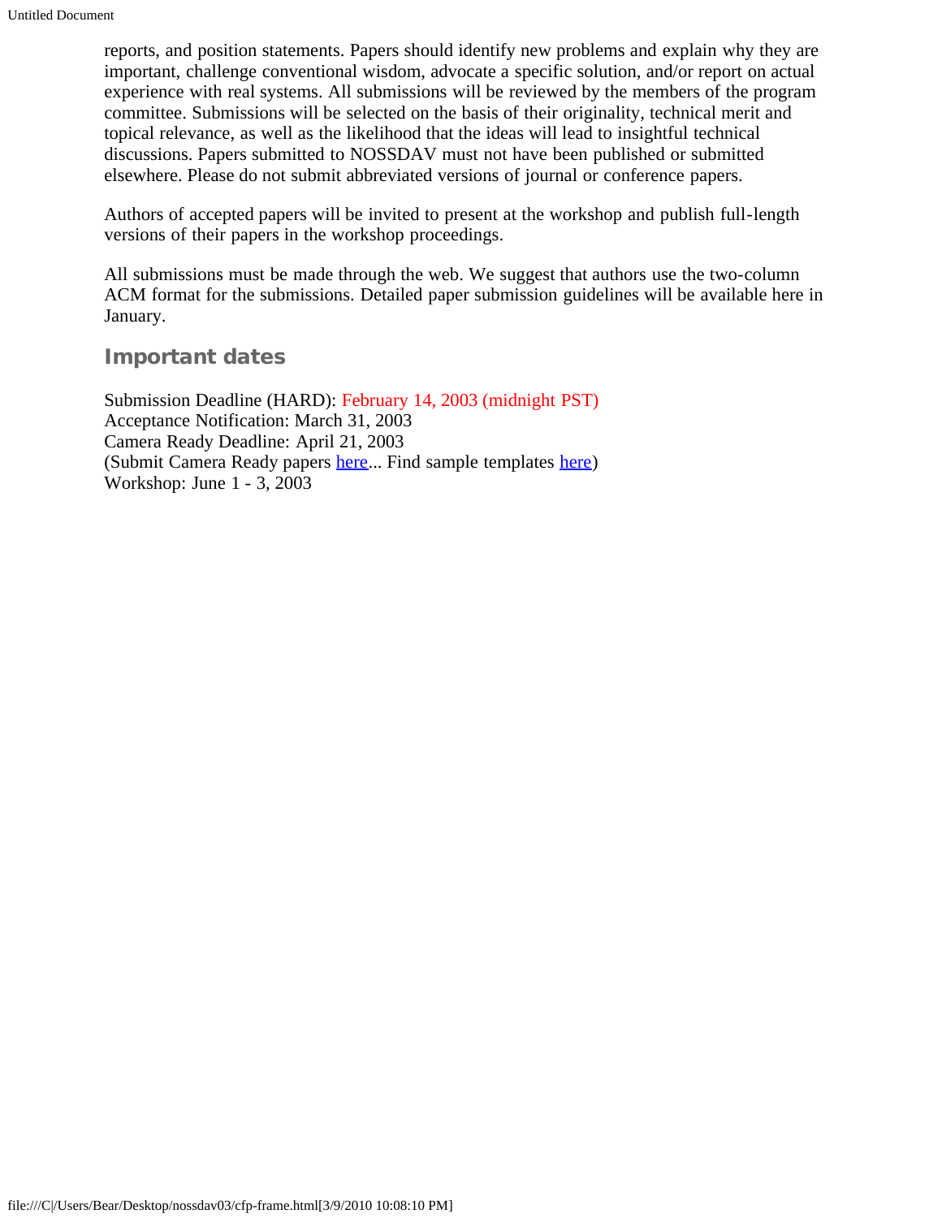reports, and position statements. Papers should identify new problems and explain why they are important, challenge conventional wisdom, advocate a specific solution, and/or report on actual experience with real systems. All submissions will be reviewed by the members of the program committee. Submissions will be selected on the basis of their originality, technical merit and topical relevance, as well as the likelihood that the ideas will lead to insightful technical discussions. Papers submitted to NOSSDAV must not have been published or submitted elsewhere. Please do not submit abbreviated versions of journal or conference papers.

Authors of accepted papers will be invited to present at the workshop and publish full-length versions of their papers in the workshop proceedings.

All submissions must be made through the web. We suggest that authors use the two-column ACM format for the submissions. Detailed paper submission guidelines will be available here in January.

## Important dates

Submission Deadline (HARD): February 14, 2003 (midnight PST)
Acceptance Notification: March 31, 2003
Camera Ready Deadline: April 21, 2003
(Submit Camera Ready papers here... Find sample templates here)
Workshop: June 1 - 3, 2003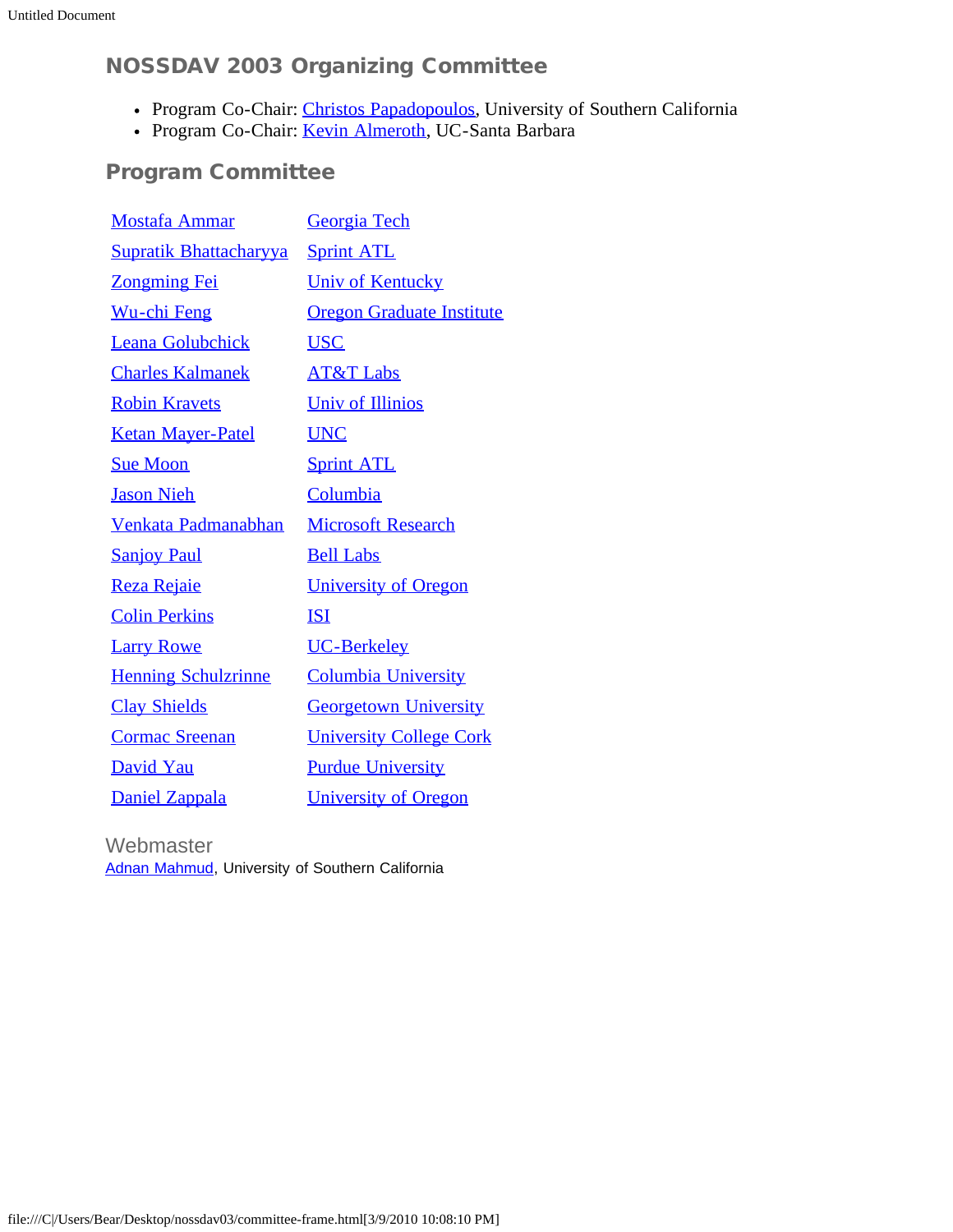## NOSSDAV 2003 Organizing Committee

- Program Co-Chair: Christos Papadopoulos, University of Southern California
- Program Co-Chair: Kevin Almeroth, UC-Santa Barbara

## Program Committee

| | |
|---|---|
| Mostafa Ammar | Georgia Tech |
| Supratik Bhattacharyya | Sprint ATL |
| Zongming Fei | Univ of Kentucky |
| Wu-chi Feng | Oregon Graduate Institute |
| Leana Golubchick | USC |
| Charles Kalmanek | AT&T Labs |
| Robin Kravets | Univ of Illinios |
| Ketan Mayer-Patel | UNC |
| Sue Moon | Sprint ATL |
| Jason Nieh | Columbia |
| Venkata Padmanabhan | Microsoft Research |
| Sanjoy Paul | Bell Labs |
| Reza Rejaie | University of Oregon |
| Colin Perkins | ISI |
| Larry Rowe | UC-Berkeley |
| Henning Schulzrinne | Columbia University |
| Clay Shields | Georgetown University |
| Cormac Sreenan | University College Cork |
| David Yau | Purdue University |
| Daniel Zappala | University of Oregon |

Webmaster

Adnan Mahmud, University of Southern California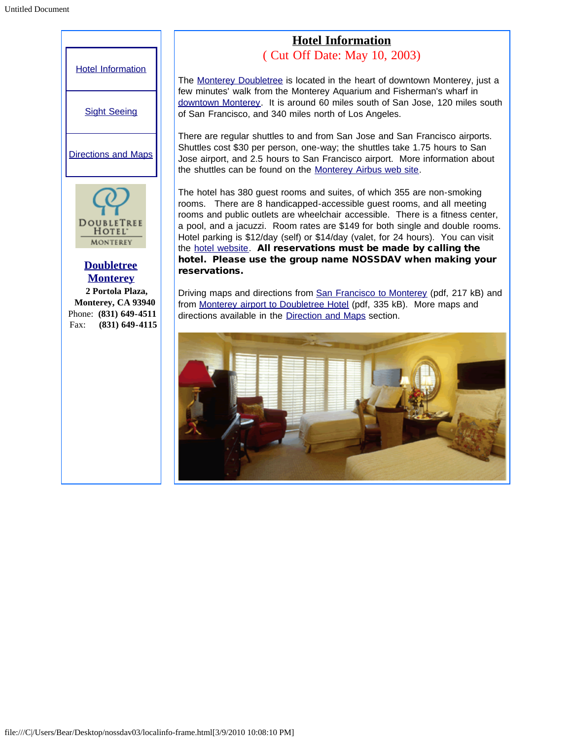Hotel Information

Sight Seeing

Directions and Maps

**Doubletree Monterey**

**2 Portola Plaza,**
**Monterey, CA 93940**
Phone: **(831) 649-4511**
Fax: **(831) 649-4115**

# Hotel Information

( Cut Off Date: May 10, 2003)

The Monterey Doubletree is located in the heart of downtown Monterey, just a few minutes' walk from the Monterey Aquarium and Fisherman's wharf in downtown Monterey. It is around 60 miles south of San Jose, 120 miles south of San Francisco, and 340 miles north of Los Angeles.

There are regular shuttles to and from San Jose and San Francisco airports. Shuttles cost $30 per person, one-way; the shuttles take 1.75 hours to San Jose airport, and 2.5 hours to San Francisco airport. More information about the shuttles can be found on the Monterey Airbus web site.

The hotel has 380 guest rooms and suites, of which 355 are non-smoking rooms. There are 8 handicapped-accessible guest rooms, and all meeting rooms and public outlets are wheelchair accessible. There is a fitness center, a pool, and a jacuzzi. Room rates are $149 for both single and double rooms. Hotel parking is $12/day (self) or $14/day (valet, for 24 hours). You can visit the hotel website. **All reservations must be made by calling the hotel. Please use the group name NOSSDAV when making your reservations.**

Driving maps and directions from San Francisco to Monterey (pdf, 217 kB) and from Monterey airport to Doubletree Hotel (pdf, 335 kB). More maps and directions available in the Direction and Maps section.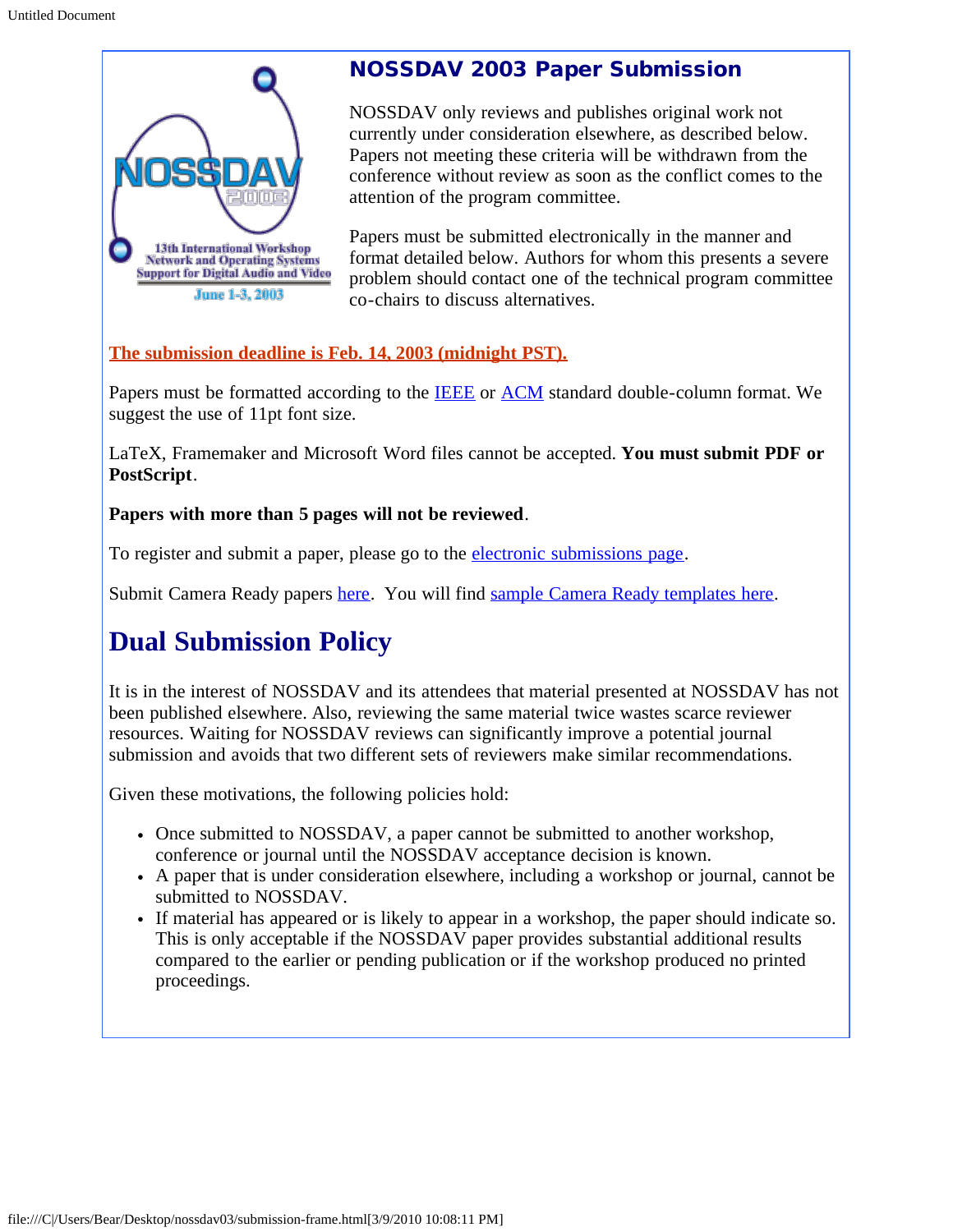## NOSSDAV 2003 Paper Submission

NOSSDAV only reviews and publishes original work not currently under consideration elsewhere, as described below. Papers not meeting these criteria will be withdrawn from the conference without review as soon as the conflict comes to the attention of the program committee.

Papers must be submitted electronically in the manner and format detailed below. Authors for whom this presents a severe problem should contact one of the technical program committee co-chairs to discuss alternatives.

**The submission deadline is Feb. 14, 2003 (midnight PST).**

Papers must be formatted according to the IEEE or ACM standard double-column format. We suggest the use of 11pt font size.

LaTeX, Framemaker and Microsoft Word files cannot be accepted. **You must submit PDF or PostScript**.

**Papers with more than 5 pages will not be reviewed**.

To register and submit a paper, please go to the electronic submissions page.

Submit Camera Ready papers here. You will find sample Camera Ready templates here.

# Dual Submission Policy

It is in the interest of NOSSDAV and its attendees that material presented at NOSSDAV has not been published elsewhere. Also, reviewing the same material twice wastes scarce reviewer resources. Waiting for NOSSDAV reviews can significantly improve a potential journal submission and avoids that two different sets of reviewers make similar recommendations.

Given these motivations, the following policies hold:

- Once submitted to NOSSDAV, a paper cannot be submitted to another workshop, conference or journal until the NOSSDAV acceptance decision is known.
- A paper that is under consideration elsewhere, including a workshop or journal, cannot be submitted to NOSSDAV.
- If material has appeared or is likely to appear in a workshop, the paper should indicate so. This is only acceptable if the NOSSDAV paper provides substantial additional results compared to the earlier or pending publication or if the workshop produced no printed proceedings.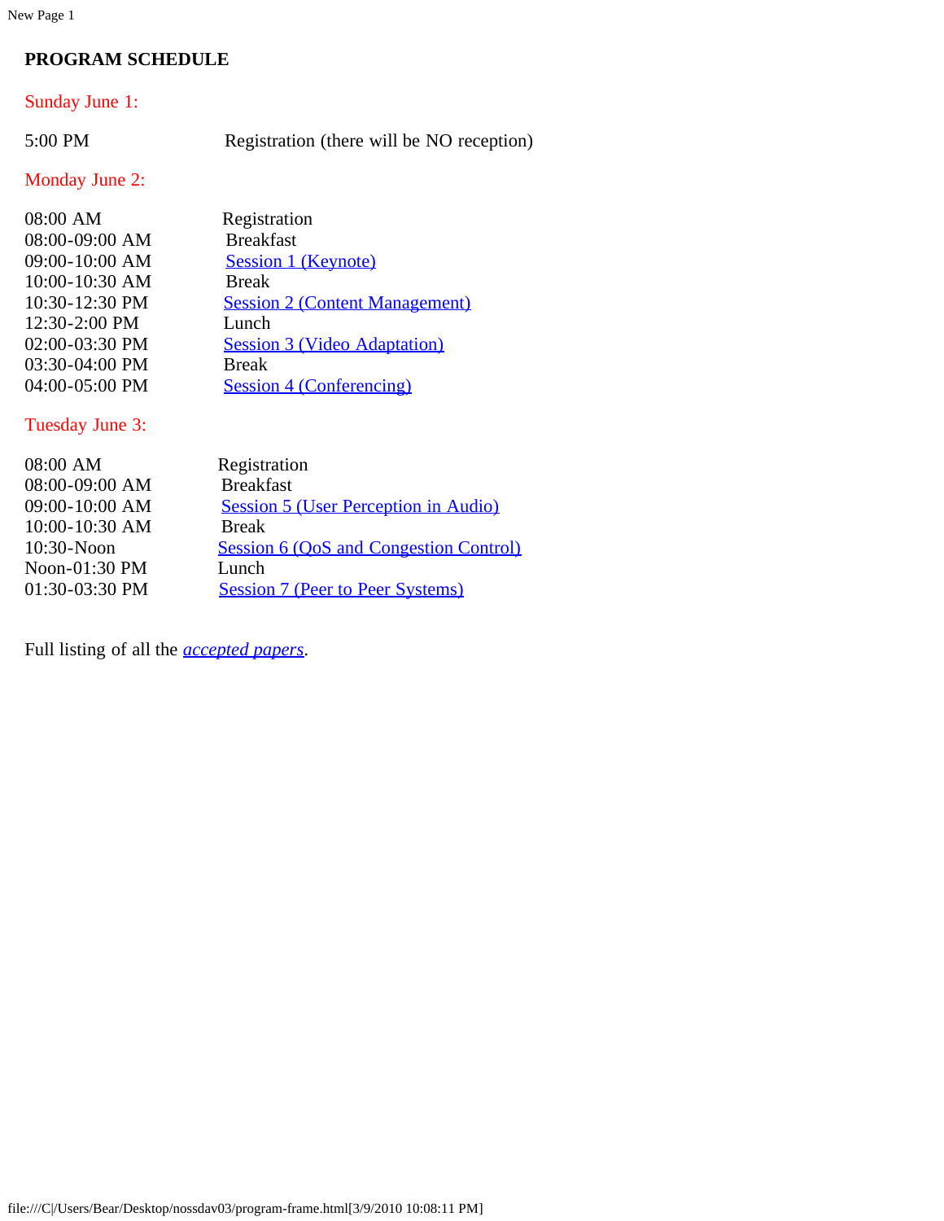**PROGRAM SCHEDULE**

Sunday June 1:

| | |
|---|---|
| 5:00 PM | Registration (there will be NO reception) |

Monday June 2:

| | |
|---|---|
| 08:00 AM | Registration |
| 08:00-09:00 AM | Breakfast |
| 09:00-10:00 AM | Session 1 (Keynote) |
| 10:00-10:30 AM | Break |
| 10:30-12:30 PM | Session 2 (Content Management) |
| 12:30-2:00 PM | Lunch |
| 02:00-03:30 PM | Session 3 (Video Adaptation) |
| 03:30-04:00 PM | Break |
| 04:00-05:00 PM | Session 4 (Conferencing) |

Tuesday June 3:

| | |
|---|---|
| 08:00 AM | Registration |
| 08:00-09:00 AM | Breakfast |
| 09:00-10:00 AM | Session 5 (User Perception in Audio) |
| 10:00-10:30 AM | Break |
| 10:30-Noon | Session 6 (QoS and Congestion Control) |
| Noon-01:30 PM | Lunch |
| 01:30-03:30 PM | Session 7 (Peer to Peer Systems) |

Full listing of all the *accepted papers*.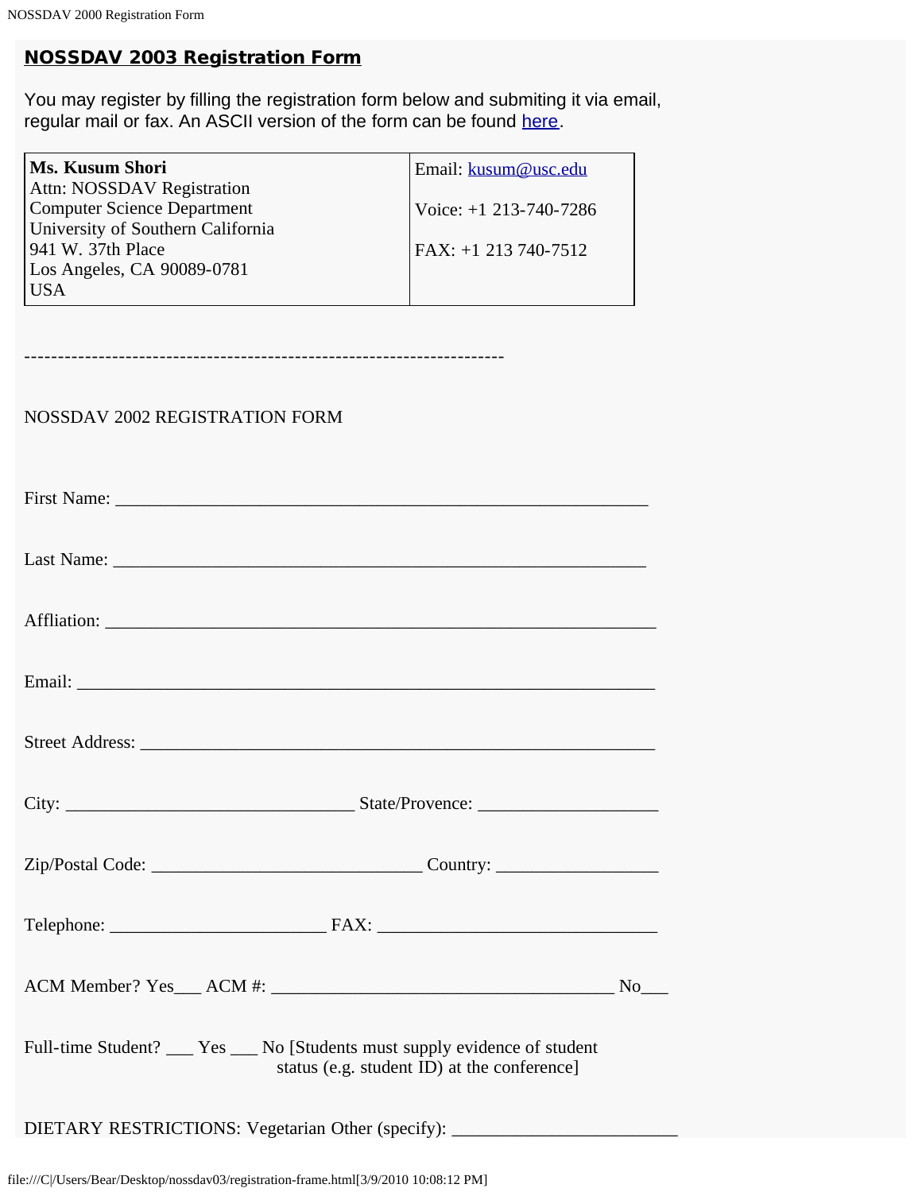## NOSSDAV 2003 Registration Form

You may register by filling the registration form below and submiting it via email, regular mail or fax. An ASCII version of the form can be found here.

| **Ms. Kusum Shori**<br>Attn: NOSSDAV Registration<br>Computer Science Department<br>University of Southern California<br>941 W. 37th Place<br>Los Angeles, CA 90089-0781<br>USA | Email: kusum@usc.edu<br><br>Voice: +1 213-740-7286<br><br>FAX: +1 213 740-7512 |
|---|---|

```
---------------------------------------------------------------------

NOSSDAV 2002 REGISTRATION FORM


First Name: ____________________________________________________________

Last Name: ____________________________________________________________

Affliation: _____________________________________________________________

Email: _________________________________________________________________

Street Address: __________________________________________________________

City: _________________________________ State/Provence: ____________________

Zip/Postal Code: _______________________________ Country: __________________

Telephone: ________________________ FAX: _______________________________

ACM Member? Yes___ ACM #: _______________________________________ No___

Full-time Student? ___ Yes ___ No [Students must supply evidence of student
                             status (e.g. student ID) at the conference]

DIETARY RESTRICTIONS: Vegetarian Other (specify): _________________________
```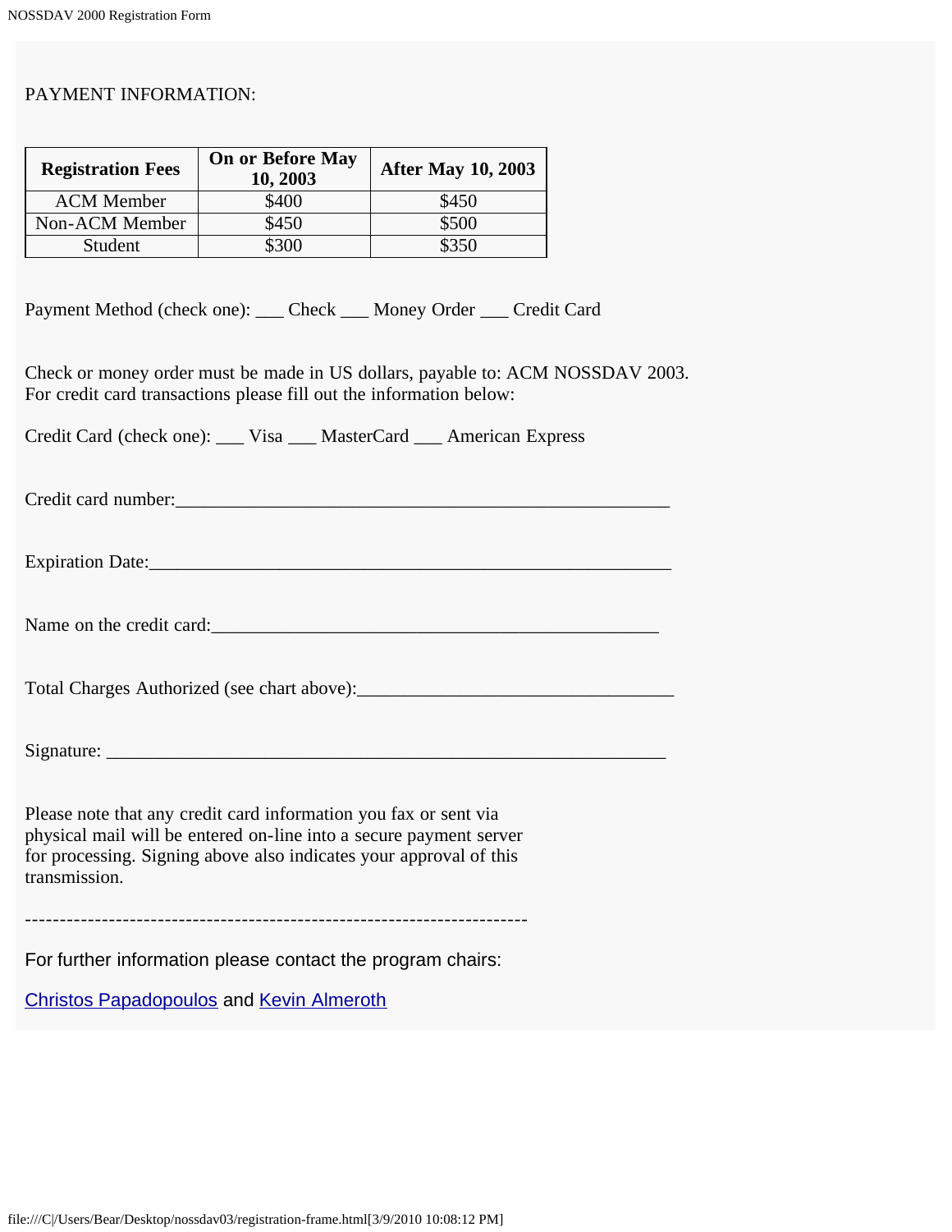PAYMENT INFORMATION:

| Registration Fees | On or Before May 10, 2003 | After May 10, 2003 |
| --- | --- | --- |
| ACM Member | $400 | $450 |
| Non-ACM Member | $450 | $500 |
| Student | $300 | $350 |

Payment Method (check one): ___ Check ___ Money Order ___ Credit Card

Check or money order must be made in US dollars, payable to: ACM NOSSDAV 2003.
For credit card transactions please fill out the information below:

Credit Card (check one): ___ Visa ___ MasterCard ___ American Express

Credit card number:_______________________________________________________

Expiration Date:__________________________________________________________

Name on the credit card:__________________________________________________

Total Charges Authorized (see chart above):__________________________________

Signature: ______________________________________________________________

Please note that any credit card information you fax or sent via physical mail will be entered on-line into a secure payment server for processing. Signing above also indicates your approval of this transmission.

----------------------------------------------------------------------

For further information please contact the program chairs:

Christos Papadopoulos and Kevin Almeroth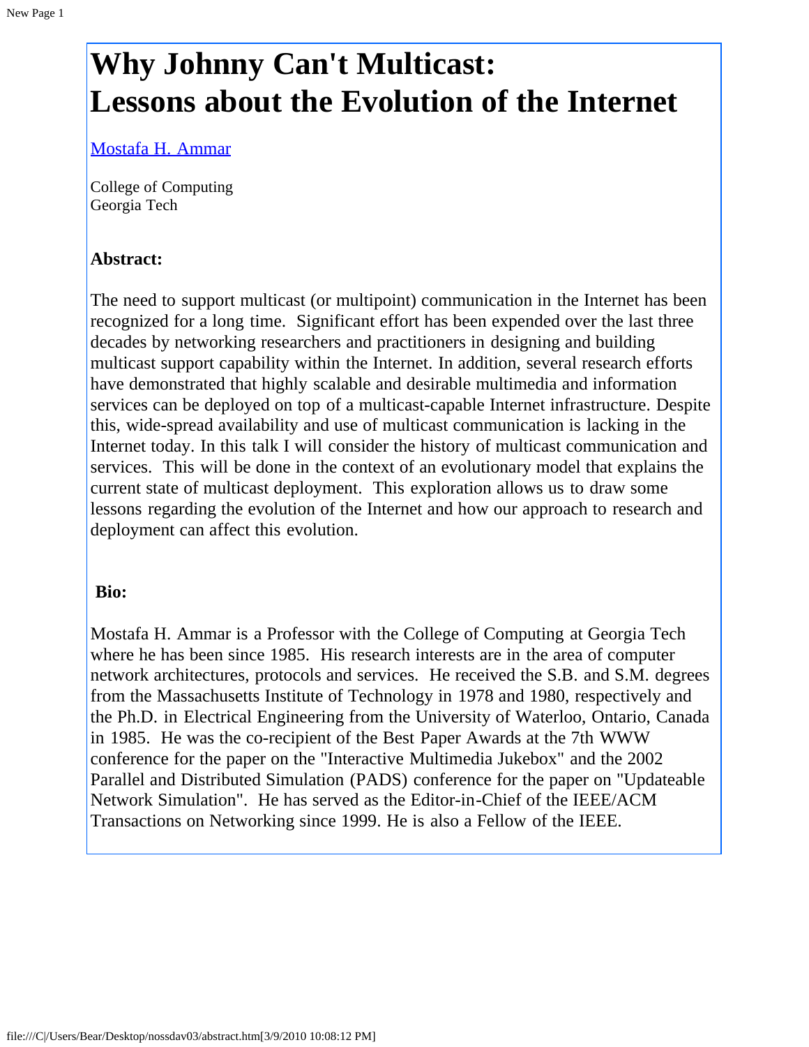# Why Johnny Can't Multicast: Lessons about the Evolution of the Internet

[Mostafa H. Ammar](#)

College of Computing
Georgia Tech

**Abstract:**

The need to support multicast (or multipoint) communication in the Internet has been recognized for a long time. Significant effort has been expended over the last three decades by networking researchers and practitioners in designing and building multicast support capability within the Internet. In addition, several research efforts have demonstrated that highly scalable and desirable multimedia and information services can be deployed on top of a multicast-capable Internet infrastructure. Despite this, wide-spread availability and use of multicast communication is lacking in the Internet today. In this talk I will consider the history of multicast communication and services. This will be done in the context of an evolutionary model that explains the current state of multicast deployment. This exploration allows us to draw some lessons regarding the evolution of the Internet and how our approach to research and deployment can affect this evolution.

**Bio:**

Mostafa H. Ammar is a Professor with the College of Computing at Georgia Tech where he has been since 1985. His research interests are in the area of computer network architectures, protocols and services. He received the S.B. and S.M. degrees from the Massachusetts Institute of Technology in 1978 and 1980, respectively and the Ph.D. in Electrical Engineering from the University of Waterloo, Ontario, Canada in 1985. He was the co-recipient of the Best Paper Awards at the 7th WWW conference for the paper on the "Interactive Multimedia Jukebox" and the 2002 Parallel and Distributed Simulation (PADS) conference for the paper on "Updateable Network Simulation". He has served as the Editor-in-Chief of the IEEE/ACM Transactions on Networking since 1999. He is also a Fellow of the IEEE.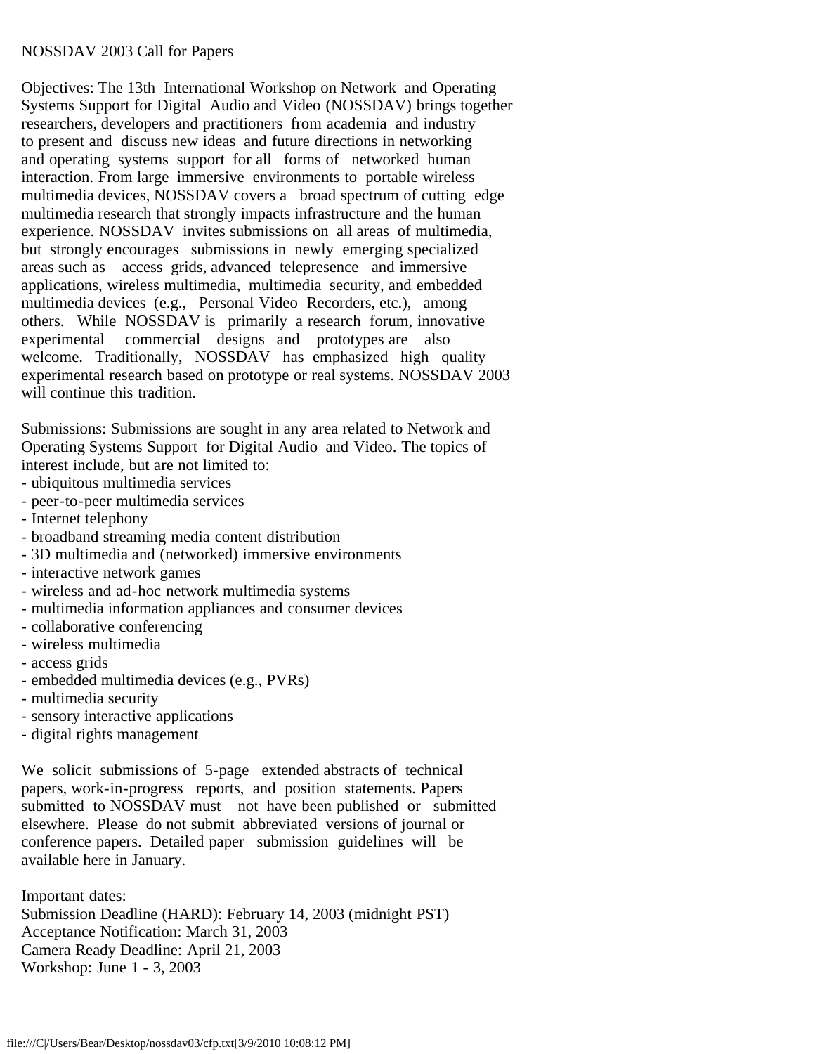# NOSSDAV 2003 Call for Papers

Objectives: The 13th International Workshop on Network and Operating Systems Support for Digital Audio and Video (NOSSDAV) brings together researchers, developers and practitioners from academia and industry to present and discuss new ideas and future directions in networking and operating systems support for all forms of networked human interaction. From large immersive environments to portable wireless multimedia devices, NOSSDAV covers a broad spectrum of cutting edge multimedia research that strongly impacts infrastructure and the human experience. NOSSDAV invites submissions on all areas of multimedia, but strongly encourages submissions in newly emerging specialized areas such as access grids, advanced telepresence and immersive applications, wireless multimedia, multimedia security, and embedded multimedia devices (e.g., Personal Video Recorders, etc.), among others. While NOSSDAV is primarily a research forum, innovative experimental commercial designs and prototypes are also welcome. Traditionally, NOSSDAV has emphasized high quality experimental research based on prototype or real systems. NOSSDAV 2003 will continue this tradition.

Submissions: Submissions are sought in any area related to Network and Operating Systems Support for Digital Audio and Video. The topics of interest include, but are not limited to:

- ubiquitous multimedia services
- peer-to-peer multimedia services
- Internet telephony
- broadband streaming media content distribution
- 3D multimedia and (networked) immersive environments
- interactive network games
- wireless and ad-hoc network multimedia systems
- multimedia information appliances and consumer devices
- collaborative conferencing
- wireless multimedia
- access grids
- embedded multimedia devices (e.g., PVRs)
- multimedia security
- sensory interactive applications
- digital rights management

We solicit submissions of 5-page extended abstracts of technical papers, work-in-progress reports, and position statements. Papers submitted to NOSSDAV must not have been published or submitted elsewhere. Please do not submit abbreviated versions of journal or conference papers. Detailed paper submission guidelines will be available here in January.

Important dates:
Submission Deadline (HARD): February 14, 2003 (midnight PST)
Acceptance Notification: March 31, 2003
Camera Ready Deadline: April 21, 2003
Workshop: June 1 - 3, 2003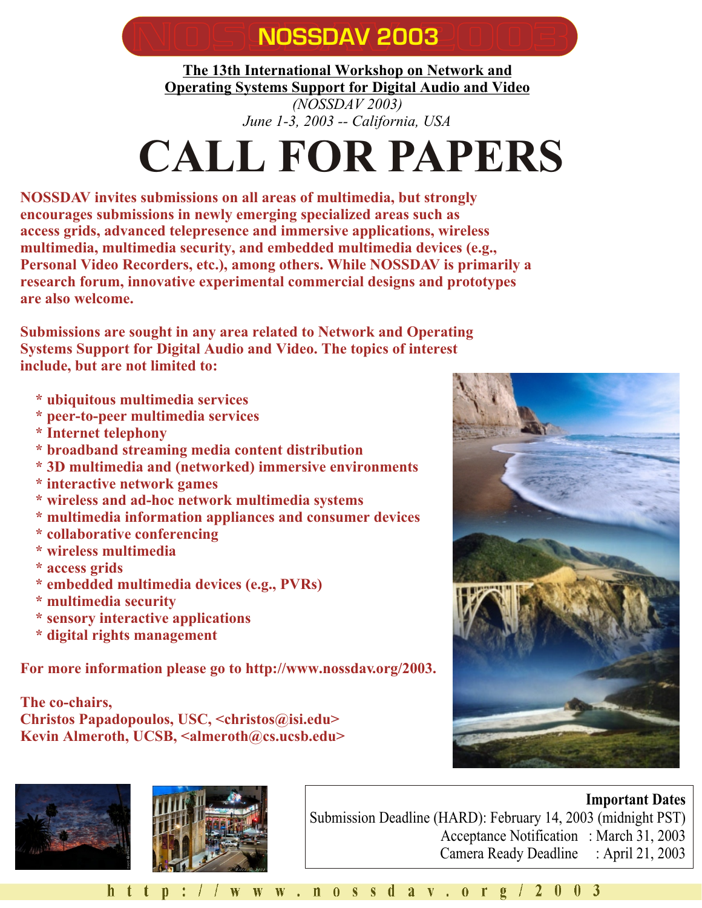# NOSSDAV 2003

**The 13th International Workshop on Network and Operating Systems Support for Digital Audio and Video**

*(NOSSDAV 2003)*

*June 1-3, 2003 -- California, USA*

# CALL FOR PAPERS

**NOSSDAV invites submissions on all areas of multimedia, but strongly encourages submissions in newly emerging specialized areas such as access grids, advanced telepresence and immersive applications, wireless multimedia, multimedia security, and embedded multimedia devices (e.g., Personal Video Recorders, etc.), among others. While NOSSDAV is primarily a research forum, innovative experimental commercial designs and prototypes are also welcome.**

**Submissions are sought in any area related to Network and Operating Systems Support for Digital Audio and Video. The topics of interest include, but are not limited to:**

* ubiquitous multimedia services
* peer-to-peer multimedia services
* Internet telephony
* broadband streaming media content distribution
* 3D multimedia and (networked) immersive environments
* interactive network games
* wireless and ad-hoc network multimedia systems
* multimedia information appliances and consumer devices
* collaborative conferencing
* wireless multimedia
* access grids
* embedded multimedia devices (e.g., PVRs)
* multimedia security
* sensory interactive applications
* digital rights management

**For more information please go to http://www.nossdav.org/2003.**

**The co-chairs,**
**Christos Papadopoulos, USC, <christos@isi.edu>**
**Kevin Almeroth, UCSB, <almeroth@cs.ucsb.edu>**

**Important Dates**

Submission Deadline (HARD): February 14, 2003 (midnight PST)
Acceptance Notification : March 31, 2003
Camera Ready Deadline : April 21, 2003

http://www.nossdav.org/2003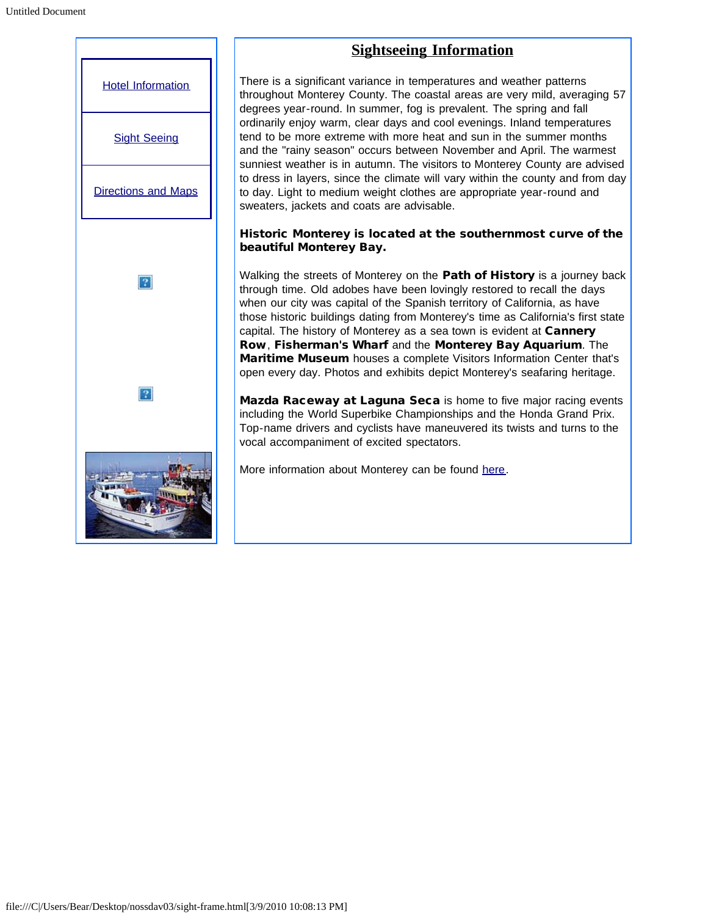Hotel Information

Sight Seeing

Directions and Maps

## Sightseeing Information

There is a significant variance in temperatures and weather patterns throughout Monterey County. The coastal areas are very mild, averaging 57 degrees year-round. In summer, fog is prevalent. The spring and fall ordinarily enjoy warm, clear days and cool evenings. Inland temperatures tend to be more extreme with more heat and sun in the summer months and the "rainy season" occurs between November and April. The warmest sunniest weather is in autumn. The visitors to Monterey County are advised to dress in layers, since the climate will vary within the county and from day to day. Light to medium weight clothes are appropriate year-round and sweaters, jackets and coats are advisable.

**Historic Monterey is located at the southernmost curve of the beautiful Monterey Bay.**

Walking the streets of Monterey on the **Path of History** is a journey back through time. Old adobes have been lovingly restored to recall the days when our city was capital of the Spanish territory of California, as have those historic buildings dating from Monterey's time as California's first state capital. The history of Monterey as a sea town is evident at **Cannery Row**, **Fisherman's Wharf** and the **Monterey Bay Aquarium**. The **Maritime Museum** houses a complete Visitors Information Center that's open every day. Photos and exhibits depict Monterey's seafaring heritage.

**Mazda Raceway at Laguna Seca** is home to five major racing events including the World Superbike Championships and the Honda Grand Prix. Top-name drivers and cyclists have maneuvered its twists and turns to the vocal accompaniment of excited spectators.

More information about Monterey can be found here.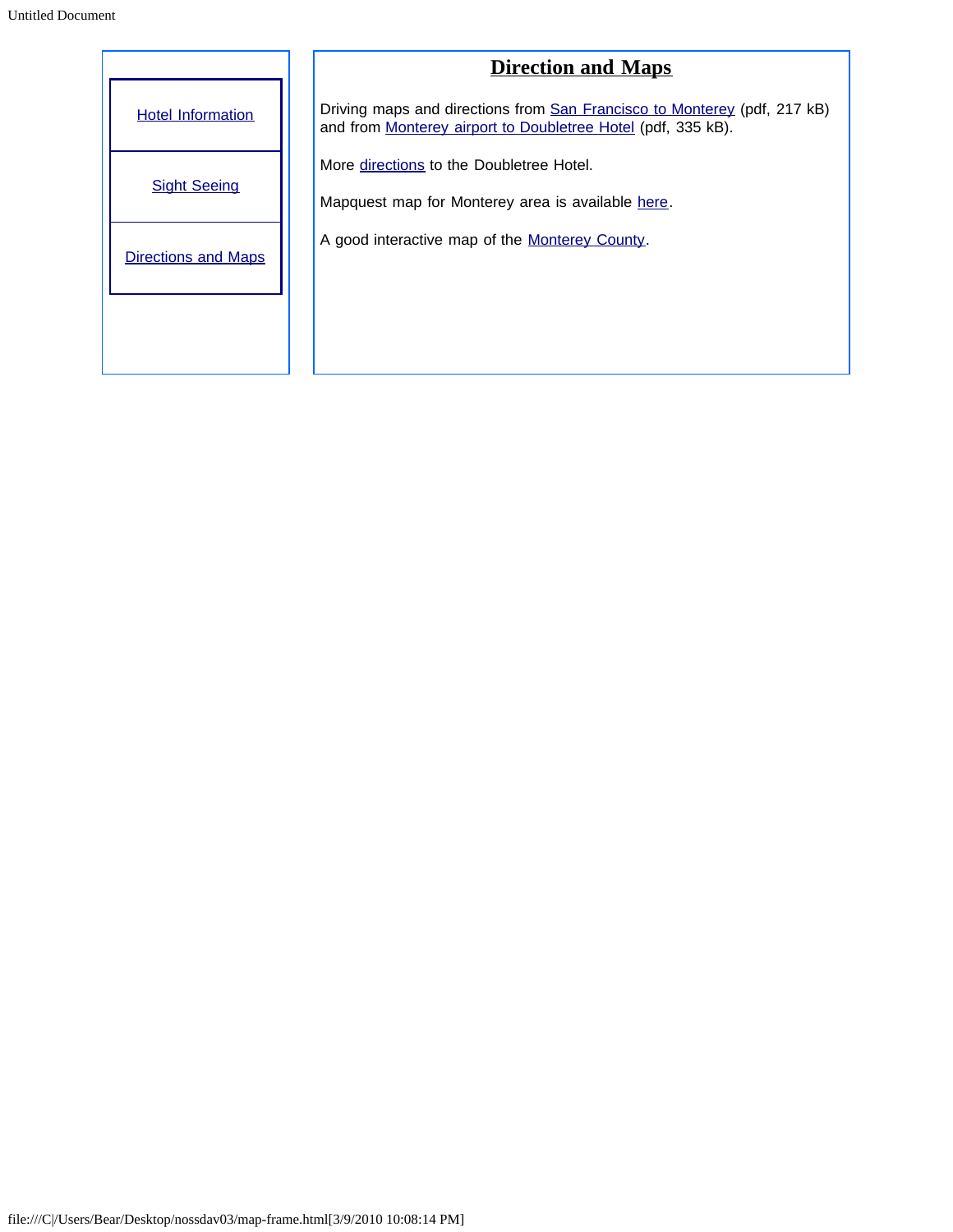- Hotel Information
- Sight Seeing
- Directions and Maps

# Direction and Maps

Driving maps and directions from San Francisco to Monterey (pdf, 217 kB) and from Monterey airport to Doubletree Hotel (pdf, 335 kB).

More directions to the Doubletree Hotel.

Mapquest map for Monterey area is available here.

A good interactive map of the Monterey County.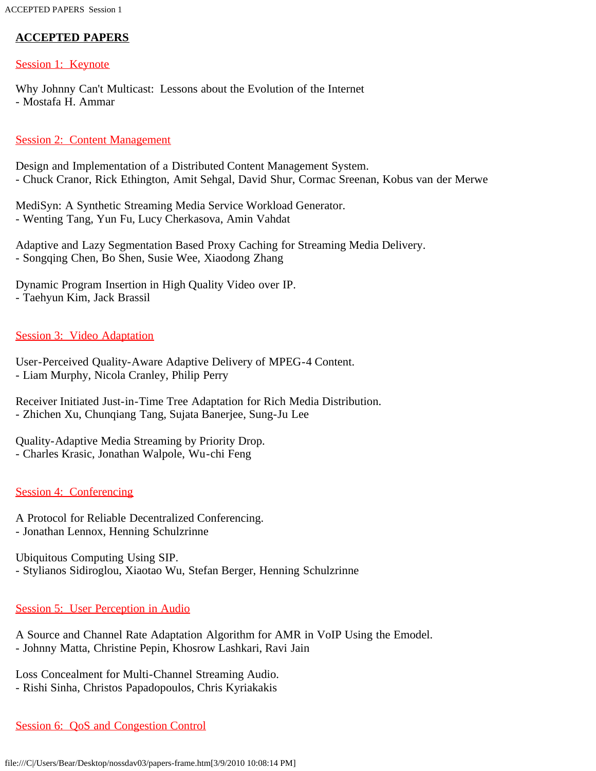## ACCEPTED PAPERS

### Session 1: Keynote

Why Johnny Can't Multicast: Lessons about the Evolution of the Internet
- Mostafa H. Ammar

### Session 2: Content Management

Design and Implementation of a Distributed Content Management System.
- Chuck Cranor, Rick Ethington, Amit Sehgal, David Shur, Cormac Sreenan, Kobus van der Merwe

MediSyn: A Synthetic Streaming Media Service Workload Generator.
- Wenting Tang, Yun Fu, Lucy Cherkasova, Amin Vahdat

Adaptive and Lazy Segmentation Based Proxy Caching for Streaming Media Delivery.
- Songqing Chen, Bo Shen, Susie Wee, Xiaodong Zhang

Dynamic Program Insertion in High Quality Video over IP.
- Taehyun Kim, Jack Brassil

### Session 3: Video Adaptation

User-Perceived Quality-Aware Adaptive Delivery of MPEG-4 Content.
- Liam Murphy, Nicola Cranley, Philip Perry

Receiver Initiated Just-in-Time Tree Adaptation for Rich Media Distribution.
- Zhichen Xu, Chunqiang Tang, Sujata Banerjee, Sung-Ju Lee

Quality-Adaptive Media Streaming by Priority Drop.
- Charles Krasic, Jonathan Walpole, Wu-chi Feng

### Session 4: Conferencing

A Protocol for Reliable Decentralized Conferencing.
- Jonathan Lennox, Henning Schulzrinne

Ubiquitous Computing Using SIP.
- Stylianos Sidiroglou, Xiaotao Wu, Stefan Berger, Henning Schulzrinne

### Session 5: User Perception in Audio

A Source and Channel Rate Adaptation Algorithm for AMR in VoIP Using the Emodel.
- Johnny Matta, Christine Pepin, Khosrow Lashkari, Ravi Jain

Loss Concealment for Multi-Channel Streaming Audio.
- Rishi Sinha, Christos Papadopoulos, Chris Kyriakakis

### Session 6: QoS and Congestion Control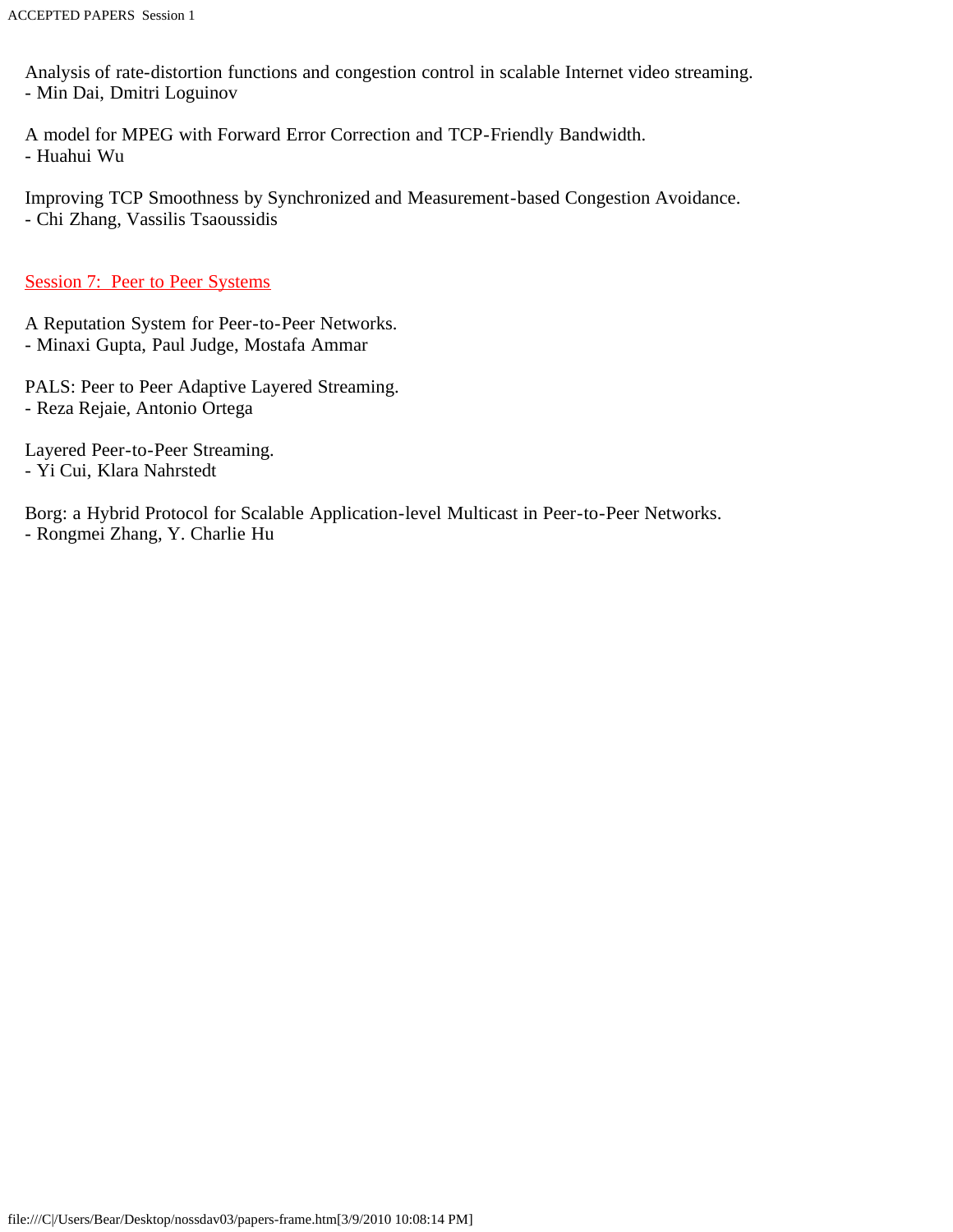Analysis of rate-distortion functions and congestion control in scalable Internet video streaming.
- Min Dai, Dmitri Loguinov

A model for MPEG with Forward Error Correction and TCP-Friendly Bandwidth.
- Huahui Wu

Improving TCP Smoothness by Synchronized and Measurement-based Congestion Avoidance.
- Chi Zhang, Vassilis Tsaoussidis

## Session 7: Peer to Peer Systems

A Reputation System for Peer-to-Peer Networks.
- Minaxi Gupta, Paul Judge, Mostafa Ammar

PALS: Peer to Peer Adaptive Layered Streaming.
- Reza Rejaie, Antonio Ortega

Layered Peer-to-Peer Streaming.
- Yi Cui, Klara Nahrstedt

Borg: a Hybrid Protocol for Scalable Application-level Multicast in Peer-to-Peer Networks.
- Rongmei Zhang, Y. Charlie Hu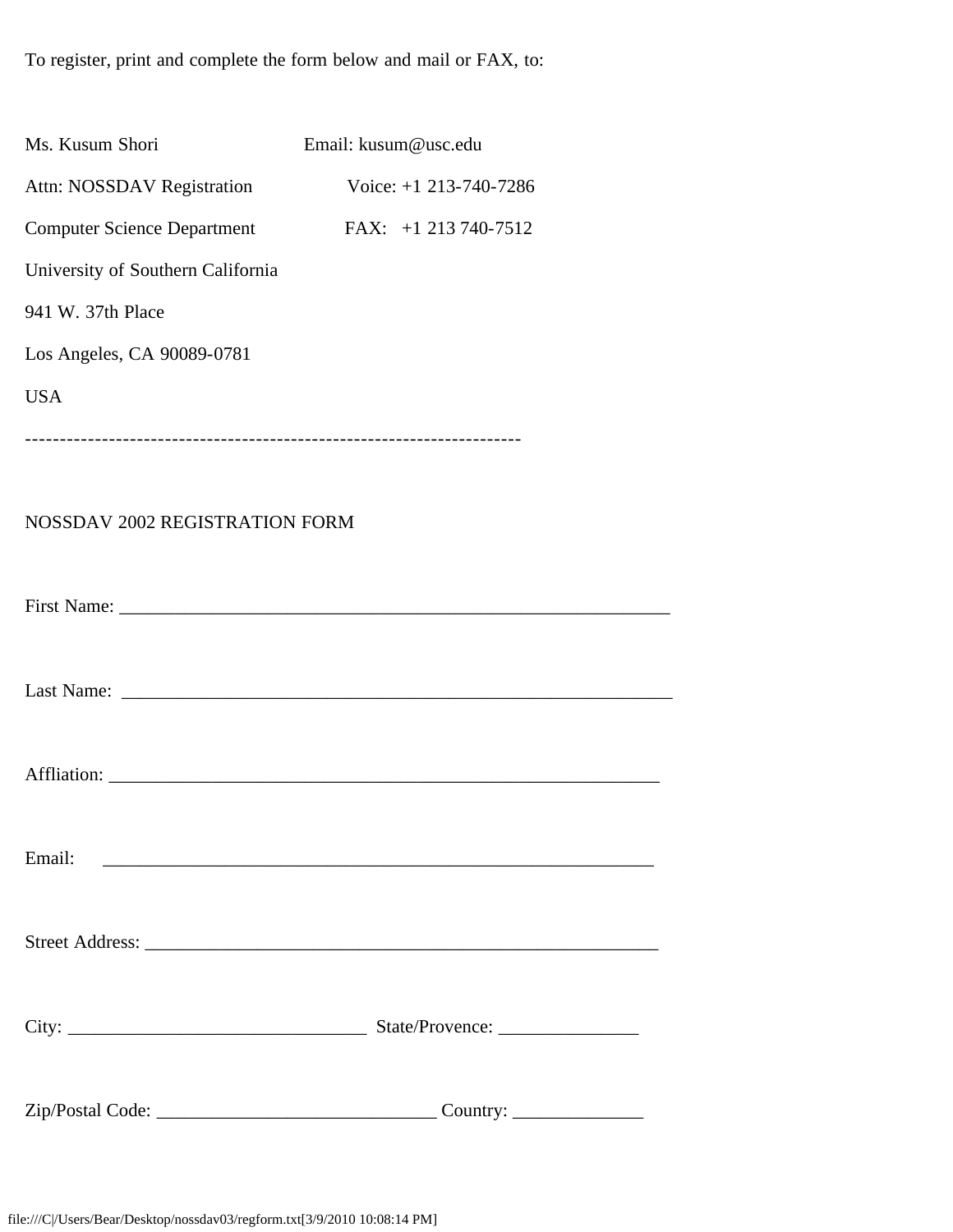To register, print and complete the form below and mail or FAX, to:

Ms. Kusum Shori                                Email: kusum@usc.edu

Attn: NOSSDAV Registration                Voice: +1 213-740-7286

Computer Science Department              FAX:   +1 213 740-7512

University of Southern California

941 W. 37th Place

Los Angeles, CA 90089-0781

USA

----------------------------------------------------------------------

NOSSDAV 2002 REGISTRATION FORM

First Name: ____________________________________________________________

Last Name: ____________________________________________________________

Affliation: ____________________________________________________________

Email:     ____________________________________________________________

Street Address: ________________________________________________________

City: _________________________________ State/Provence: _______________

Zip/Postal Code: ______________________________ Country: ______________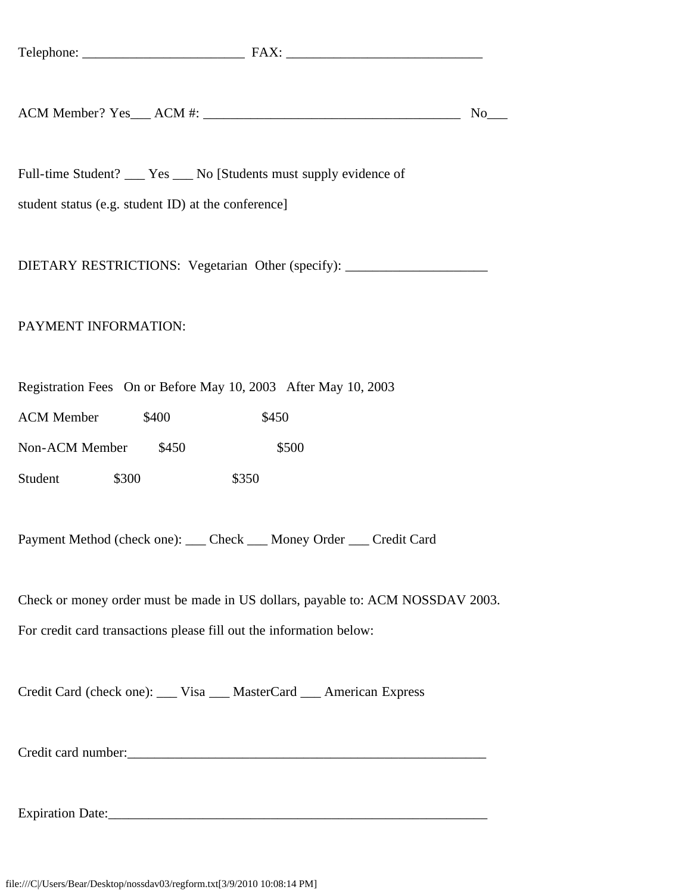Telephone: ________________________ FAX: ____________________________

ACM Member? Yes___ ACM #: ______________________________________ No___

Full-time Student? ___ Yes ___ No [Students must supply evidence of

student status (e.g. student ID) at the conference]

DIETARY RESTRICTIONS: Vegetarian Other (specify): ____________________

PAYMENT INFORMATION:

| Registration Fees | On or Before May 10, 2003 | After May 10, 2003 |
| --- | --- | --- |
| ACM Member | $400 | $450 |
| Non-ACM Member | $450 | $500 |
| Student | $300 | $350 |

Payment Method (check one): ___ Check ___ Money Order ___ Credit Card

Check or money order must be made in US dollars, payable to: ACM NOSSDAV 2003.

For credit card transactions please fill out the information below:

Credit Card (check one): ___ Visa ___ MasterCard ___ American Express

Credit card number:_______________________________________________________

Expiration Date:__________________________________________________________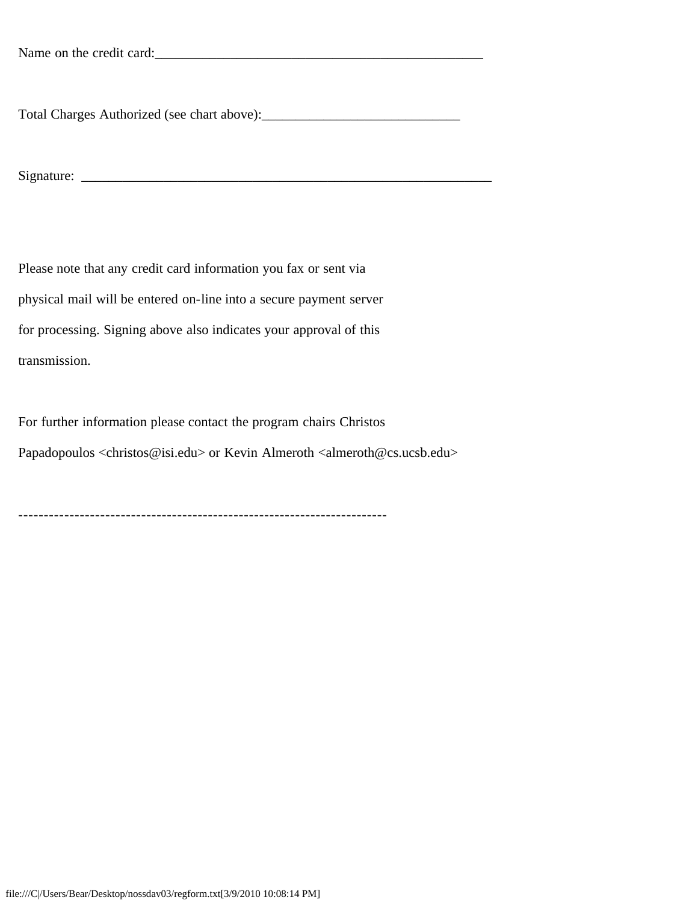Name on the credit card:_______________________________________________

Total Charges Authorized (see chart above):____________________________

Signature: ___________________________________________________________

Please note that any credit card information you fax or sent via physical mail will be entered on-line into a secure payment server for processing. Signing above also indicates your approval of this transmission.

For further information please contact the program chairs Christos Papadopoulos <christos@isi.edu> or Kevin Almeroth <almeroth@cs.ucsb.edu>

-----------------------------------------------------------------------